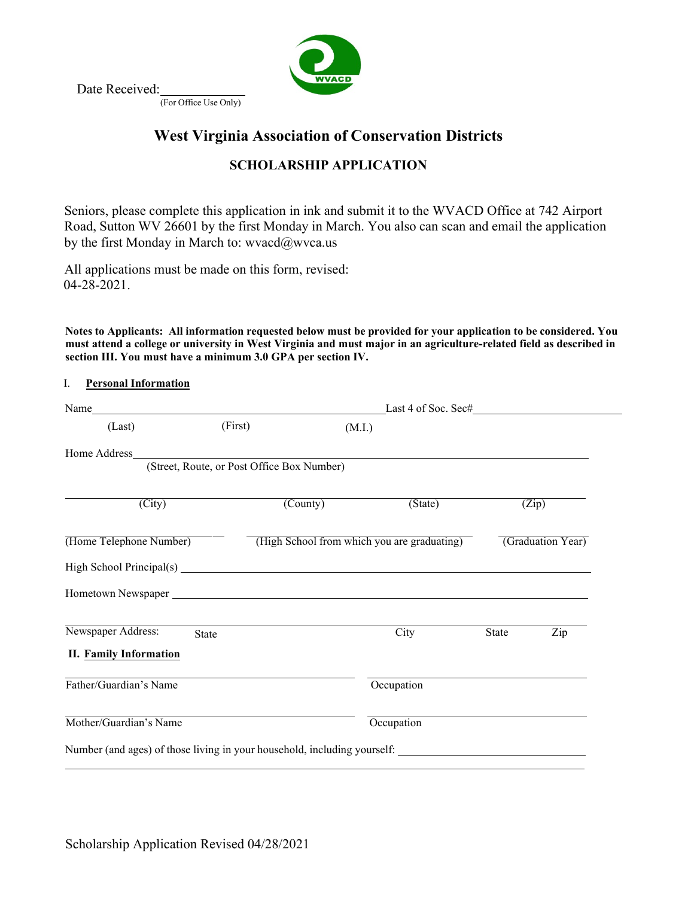Date Received:____________
(For Office Use Only)

# West Virginia Association of Conservation Districts

## SCHOLARSHIP APPLICATION

Seniors, please complete this application in ink and submit it to the WVACD Office at 742 Airport Road, Sutton WV 26601 by the first Monday in March. You also can scan and email the application by the first Monday in March to: wvacd@wvca.us

All applications must be made on this form, revised: 04-28-2021.

**Notes to Applicants: All information requested below must be provided for your application to be considered. You must attend a college or university in West Virginia and must major in an agriculture-related field as described in section III. You must have a minimum 3.0 GPA per section IV.**

I. **Personal Information**

Name________________________________________ Last 4 of Soc. Sec#____________________

(Last) (First) (M.I.)

Home Address____________________________________________________________
(Street, Route, or Post Office Box Number)

____________________________________________________________________
(City) (County) (State) (Zip)

____________________ ____________________________________ ______________
(Home Telephone Number) (High School from which you are graduating) (Graduation Year)

High School Principal(s) ____________________________________________________

Hometown Newspaper _______________________________________________________

____________________________________________________________________
Newspaper Address: State City State Zip

**II. Family Information**

____________________________________ ____________________________
Father/Guardian's Name Occupation

____________________________________ ____________________________
Mother/Guardian's Name Occupation

Number (and ages) of those living in your household, including yourself: ____________________

____________________________________________________________________

Scholarship Application Revised 04/28/2021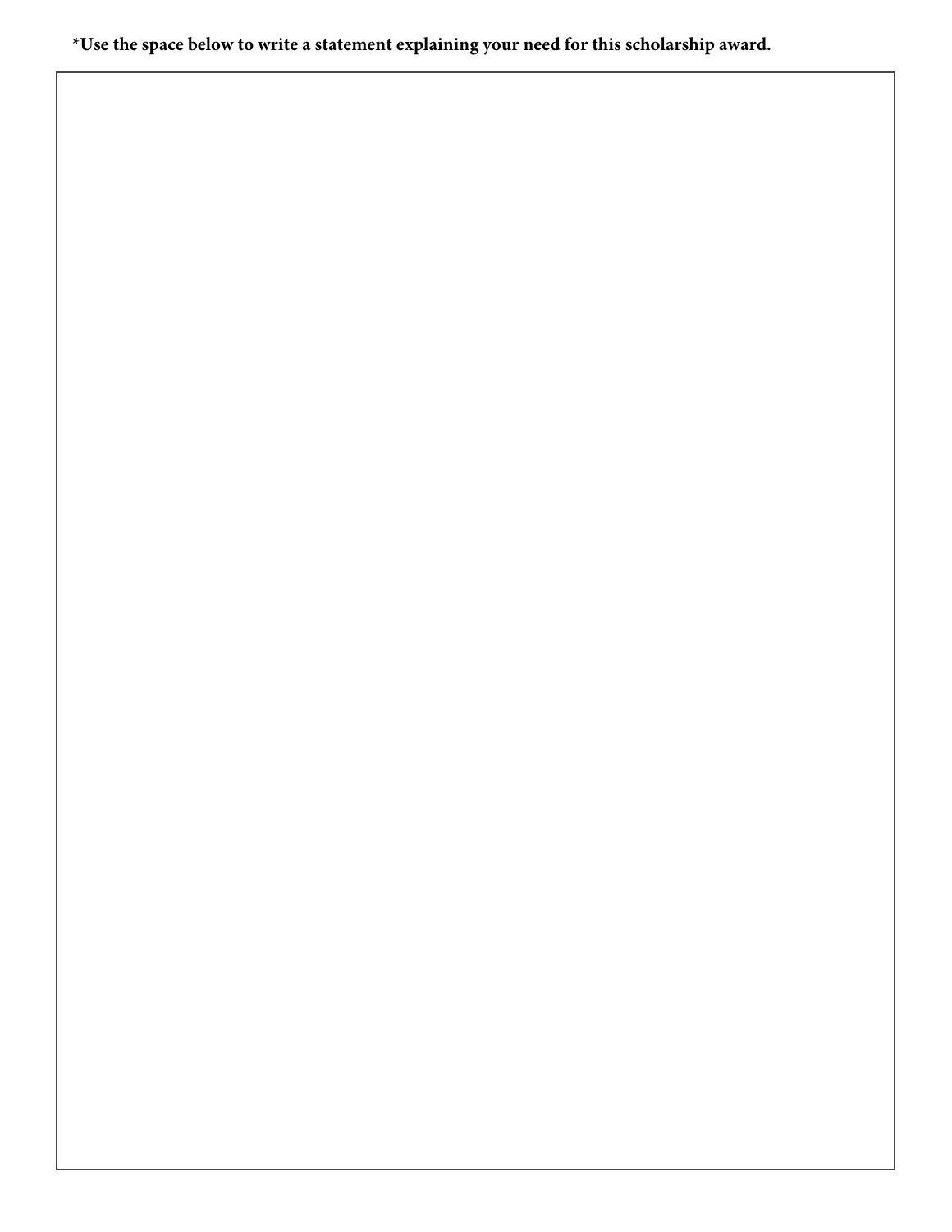**\*Use the space below to write a statement explaining your need for this scholarship award.**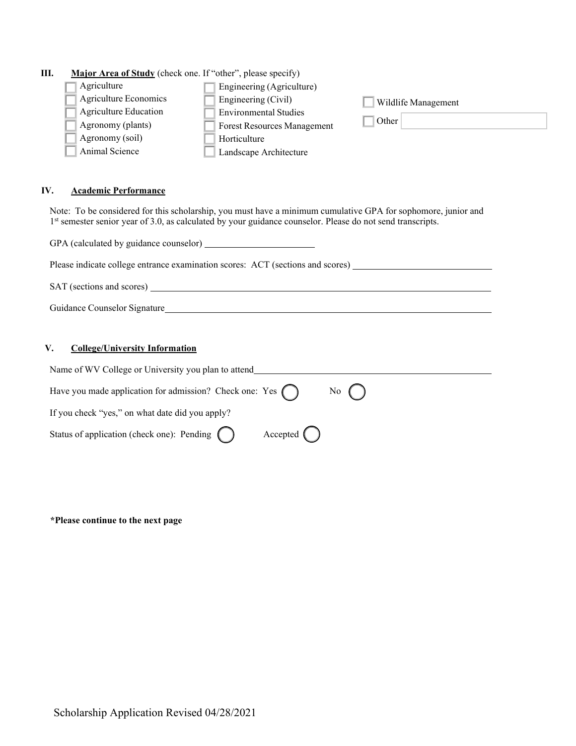## III. Major Area of Study (check one. If "other", please specify)

- ☐ Agriculture
- ☐ Agriculture Economics
- ☐ Agriculture Education
- ☐ Agronomy (plants)
- ☐ Agronomy (soil)
- ☐ Animal Science
- ☐ Engineering (Agriculture)
- ☐ Engineering (Civil)
- ☐ Environmental Studies
- ☐ Forest Resources Management
- ☐ Horticulture
- ☐ Landscape Architecture
- ☐ Wildlife Management
- ☐ Other ____________________

## IV. Academic Performance

Note: To be considered for this scholarship, you must have a minimum cumulative GPA for sophomore, junior and 1st semester senior year of 3.0, as calculated by your guidance counselor. Please do not send transcripts.

GPA (calculated by guidance counselor) ____________________

Please indicate college entrance examination scores: ACT (sections and scores) ____________________

SAT (sections and scores) ____________________

Guidance Counselor Signature ____________________

## V. College/University Information

Name of WV College or University you plan to attend ____________________

Have you made application for admission? Check one: Yes ◯ No ◯

If you check "yes," on what date did you apply?

Status of application (check one): Pending ◯ Accepted ◯

**\*Please continue to the next page**

Scholarship Application Revised 04/28/2021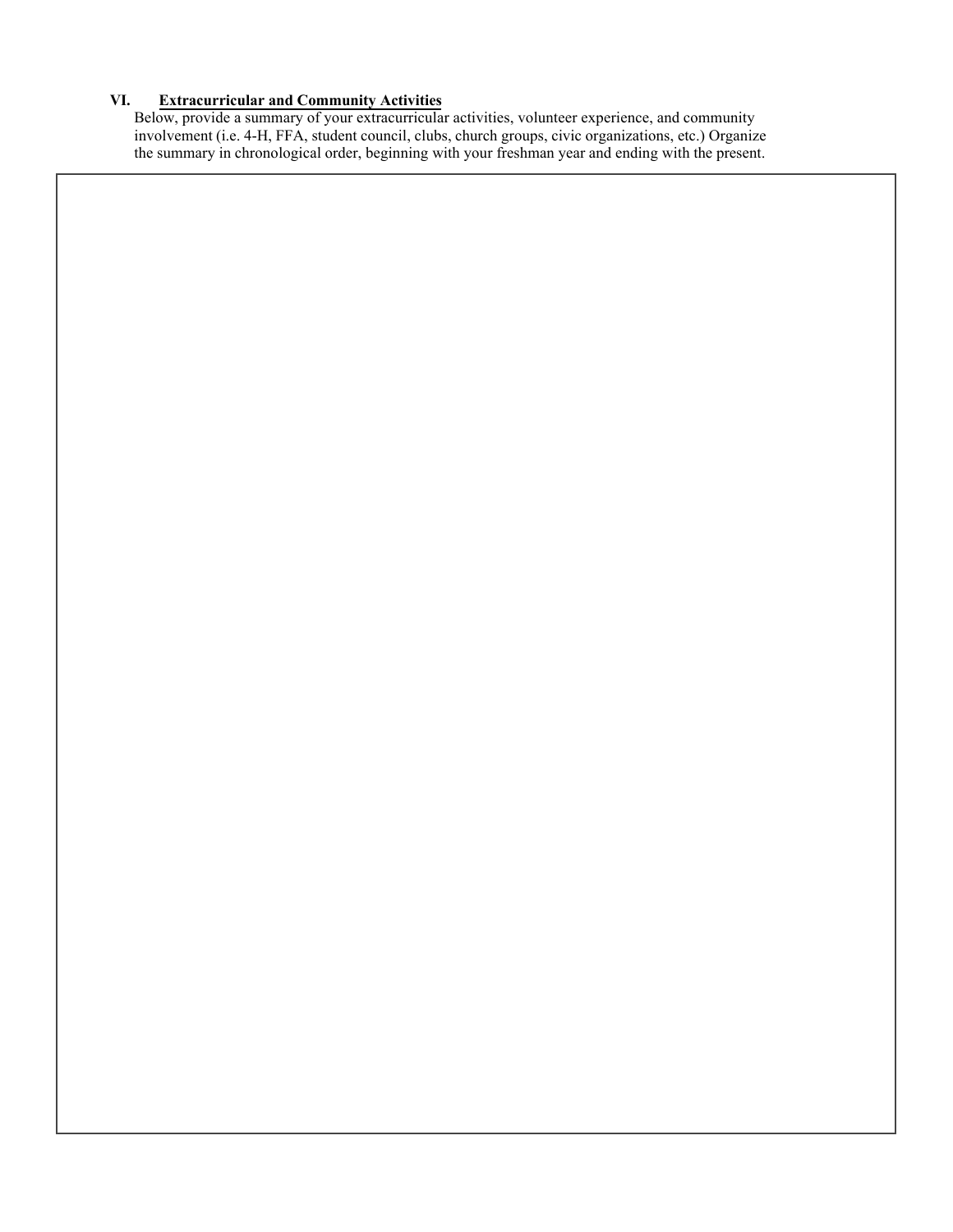## VI. Extracurricular and Community Activities

Below, provide a summary of your extracurricular activities, volunteer experience, and community involvement (i.e. 4-H, FFA, student council, clubs, church groups, civic organizations, etc.) Organize the summary in chronological order, beginning with your freshman year and ending with the present.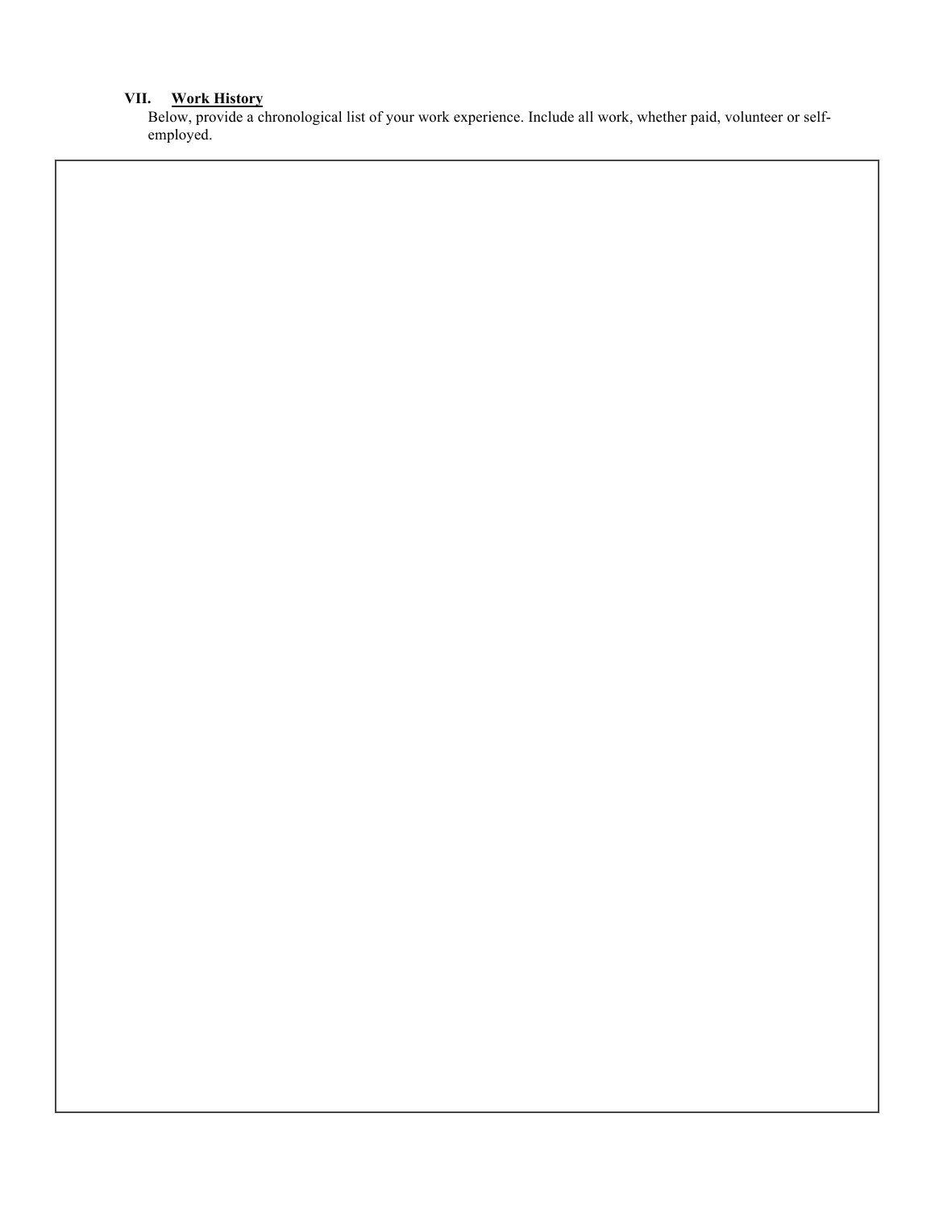## VII. Work History

Below, provide a chronological list of your work experience. Include all work, whether paid, volunteer or self-employed.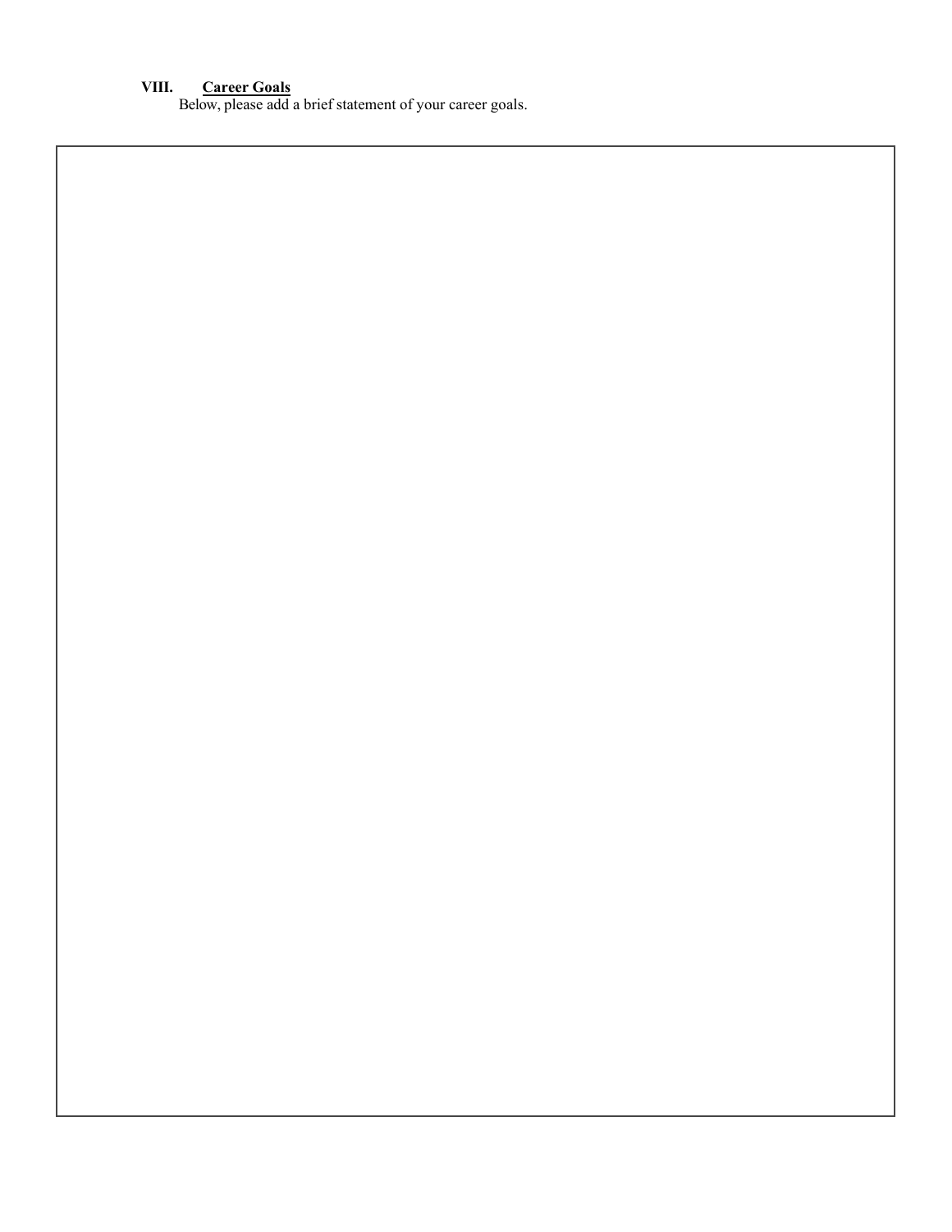### VIII. **Career Goals**

Below, please add a brief statement of your career goals.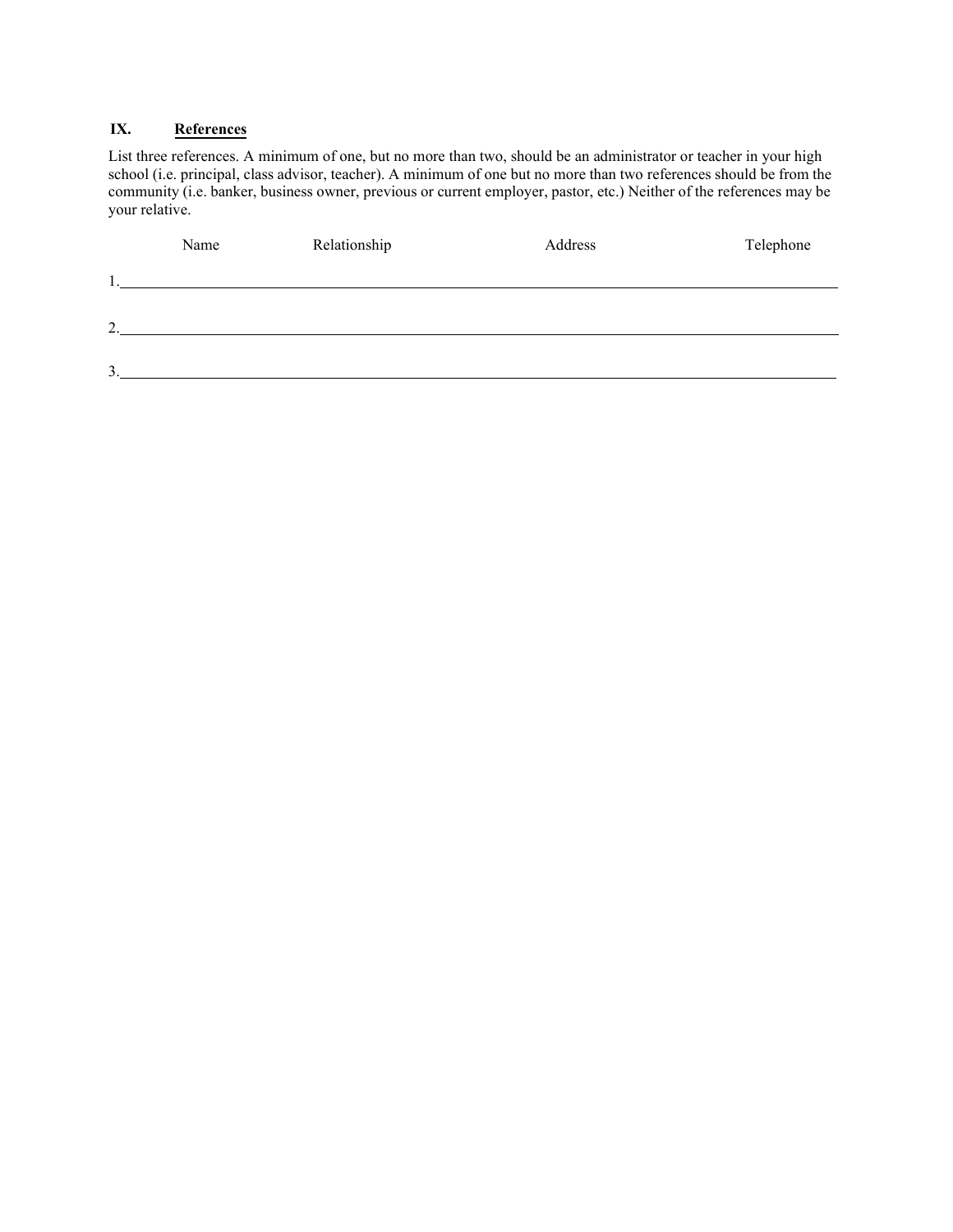## IX. References

List three references. A minimum of one, but no more than two, should be an administrator or teacher in your high school (i.e. principal, class advisor, teacher). A minimum of one but no more than two references should be from the community (i.e. banker, business owner, previous or current employer, pastor, etc.) Neither of the references may be your relative.

| | Name | Relationship | Address | Telephone |
|---|---|---|---|---|
| 1. | | | | |
| 2. | | | | |
| 3. | | | | |